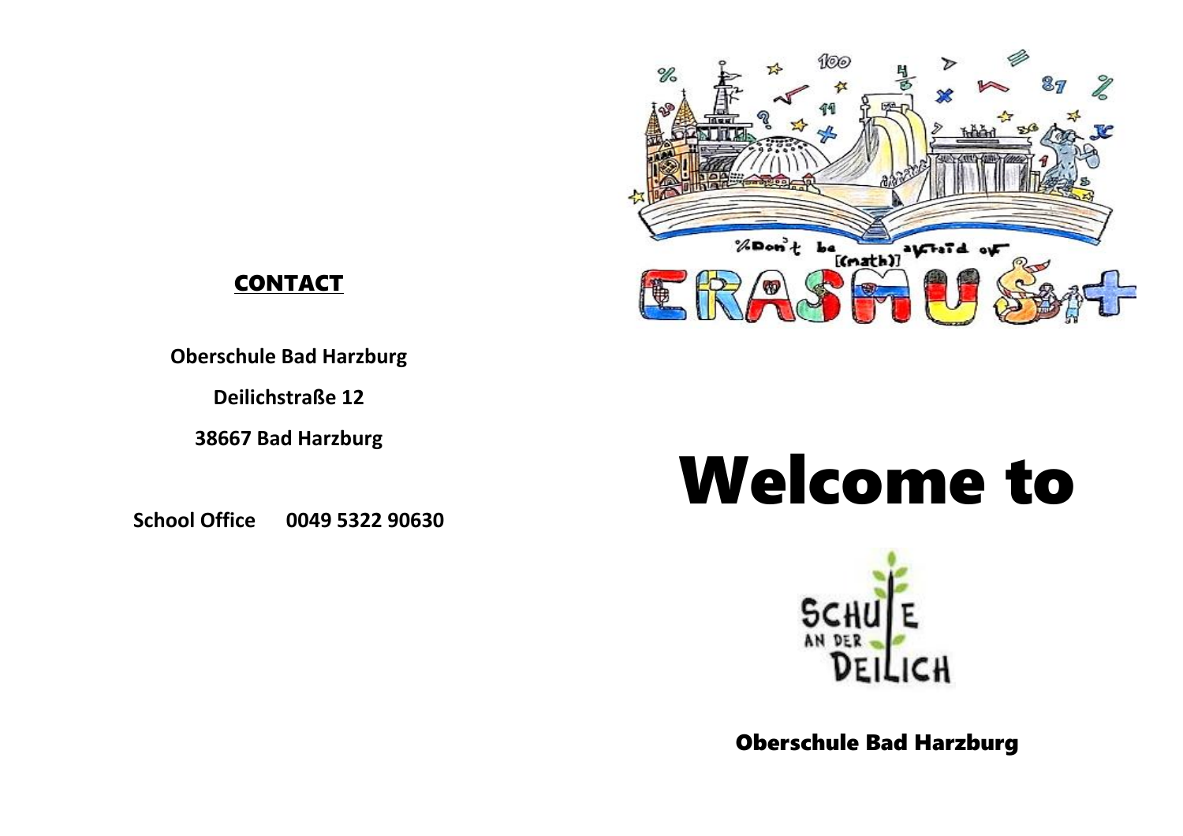## CONTACT

**Oberschule Bad Harzburg**

**Deilichstraße 12**

**38667 Bad Harzburg**

**School Office 0049 5322 90630**

# Welcome to

**Oberschule Bad Harzburg**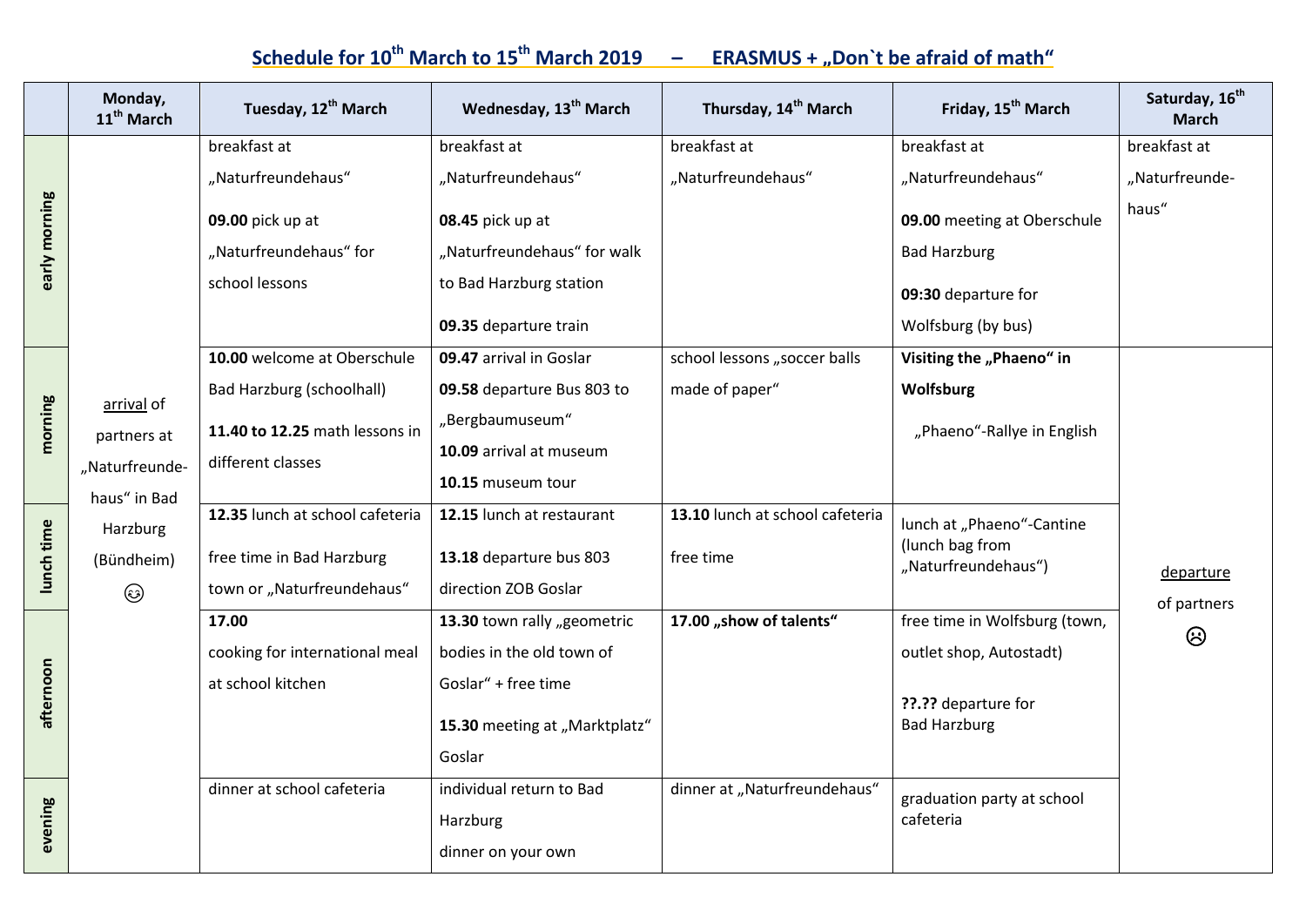## Schedule for 10th March to 15th March 2019 – ERASMUS + „Don`t be afraid of math“

| | Monday, 11th March | Tuesday, 12th March | Wednesday, 13th March | Thursday, 14th March | Friday, 15th March | Saturday, 16th March |
|---|---|---|---|---|---|---|
| early morning | arrival of partners at „Naturfreunde-haus“ in Bad Harzburg (Bündheim) 😉 | breakfast at „Naturfreundehaus“<br>**09.00** pick up at „Naturfreundehaus“ for school lessons | breakfast at „Naturfreundehaus“<br>**08.45** pick up at „Naturfreundehaus“ for walk to Bad Harzburg station<br>**09.35** departure train | breakfast at „Naturfreundehaus“ | breakfast at „Naturfreundehaus“<br>**09.00** meeting at Oberschule Bad Harzburg<br>**09:30** departure for Wolfsburg (by bus) | breakfast at „Naturfreunde-haus“ |
| morning | | **10.00** welcome at Oberschule Bad Harzburg (schoolhall)<br>**11.40 to 12.25** math lessons in different classes | **09.47** arrival in Goslar<br>**09.58** departure Bus 803 to „Bergbaumuseum“<br>**10.09** arrival at museum<br>**10.15** museum tour | school lessons „soccer balls made of paper“ | **Visiting the „Phaeno“ in Wolfsburg**<br>„Phaeno“-Rallye in English | departure of partners ☹ |
| lunch time | | **12.35** lunch at school cafeteria<br>free time in Bad Harzburg town or „Naturfreundehaus“ | **12.15** lunch at restaurant<br>**13.18** departure bus 803 direction ZOB Goslar | **13.10** lunch at school cafeteria<br>free time | lunch at „Phaeno“-Cantine (lunch bag from „Naturfreundehaus“) | |
| afternoon | | **17.00**<br>cooking for international meal at school kitchen | **13.30** town rally „geometric bodies in the old town of Goslar“ + free time<br>**15.30** meeting at „Marktplatz“ Goslar | **17.00 „show of talents“** | free time in Wolfsburg (town, outlet shop, Autostadt)<br>**??.??** departure for Bad Harzburg | |
| evening | | dinner at school cafeteria | individual return to Bad Harzburg<br>dinner on your own | dinner at „Naturfreundehaus“ | graduation party at school cafeteria | |